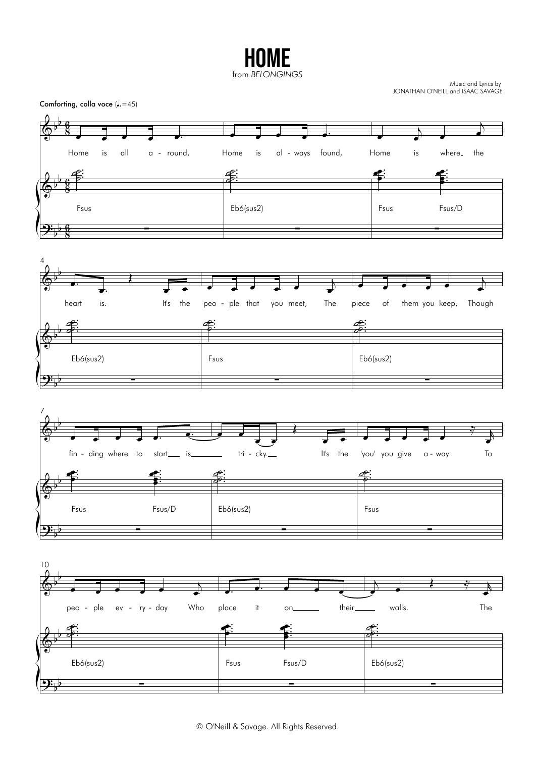# HOME

from *BELONGINGS*

Music and Lyrics by
JONATHAN O'NEILL and ISAAC SAVAGE

**Comforting, colla voce** (♩.=45)

© O'Neill & Savage. All Rights Reserved.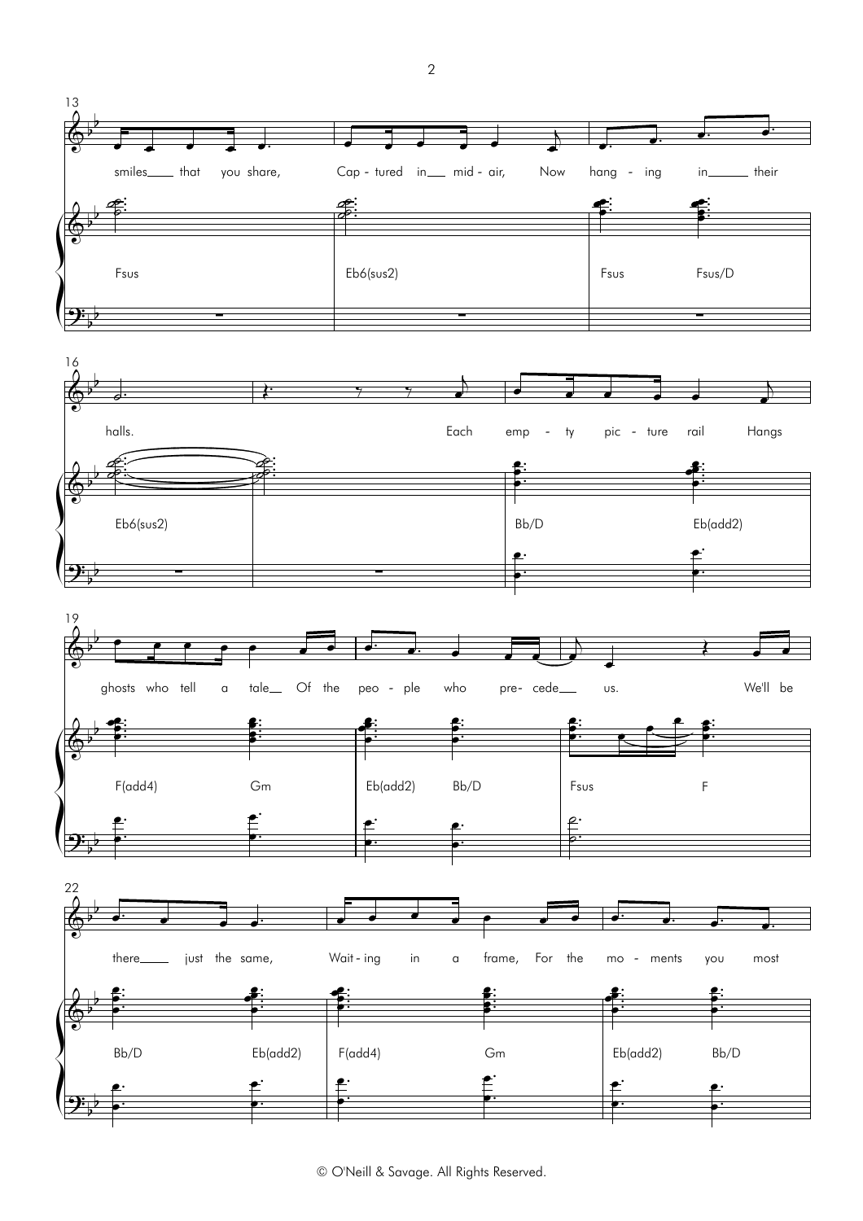13

smiles that you share, Cap - tured in mid - air, Now hang - ing in their

Fsus | Eb6(sus2) | Fsus Fsus/D

16

halls. Each emp - ty pic - ture rail Hangs

Eb6(sus2) | | Bb/D Eb(add2)

19

ghosts who tell a tale Of the peo - ple who pre- cede us. We'll be

F(add4) Gm | Eb(add2) Bb/D | Fsus F

22

there just the same, Wait - ing in a frame, For the mo - ments you most

Bb/D Eb(add2) | F(add4) Gm | Eb(add2) Bb/D

© O'Neill & Savage. All Rights Reserved.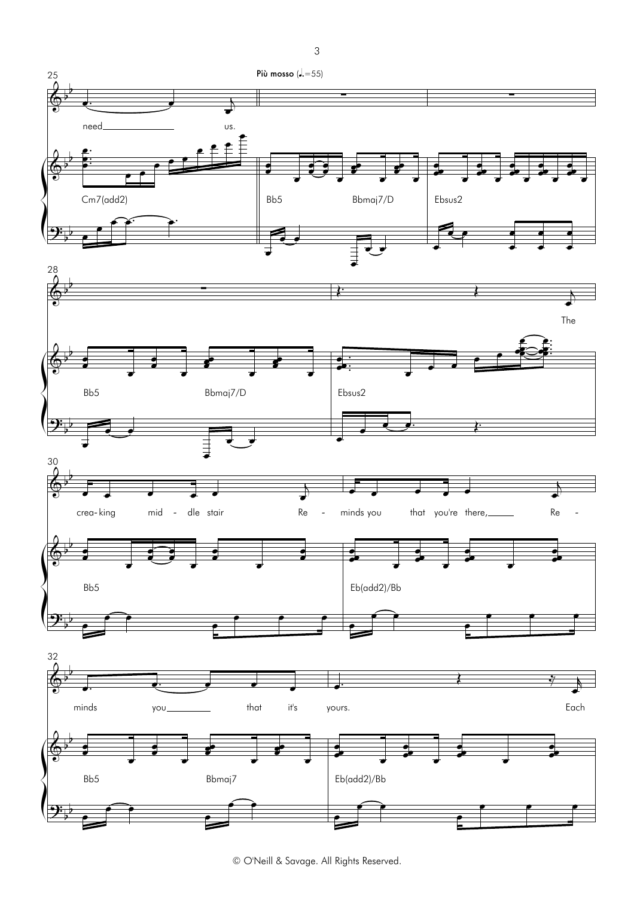**Più mosso** (♩.=55)

need us.

Cm7(add2) | Bb5 | Bbmaj7/D | Ebsus2

Bb5 | Bbmaj7/D | Ebsus2

The

crea-king mid - dle stair Re - minds you that you're there, Re -

Bb5 | Eb(add2)/Bb

minds you that it's yours. Each

Bb5 | Bbmaj7 | Eb(add2)/Bb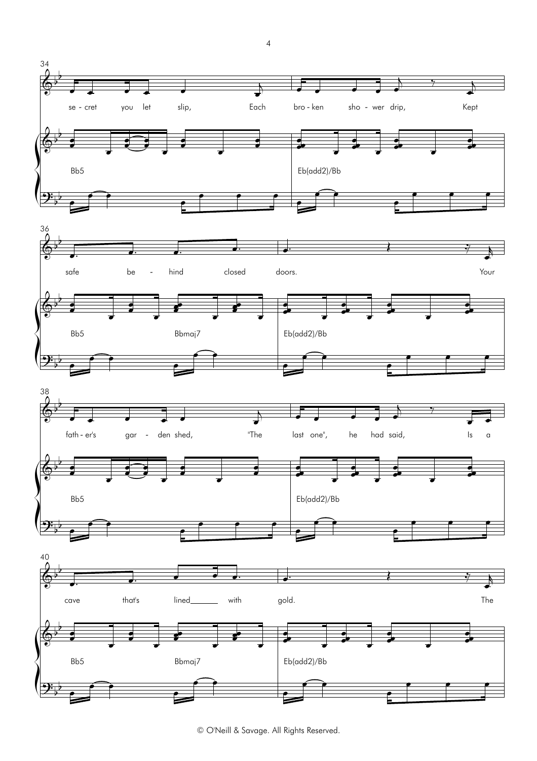34

se - cret you let slip, Each bro - ken sho - wer drip, Kept

Bb5 Eb(add2)/Bb

36

safe be - hind closed doors. Your

Bb5 Bbmaj7 Eb(add2)/Bb

38

fath - er's gar - den shed, "The last one", he had said, Is a

Bb5 Eb(add2)/Bb

40

cave that's lined_______ with gold. The

Bb5 Bbmaj7 Eb(add2)/Bb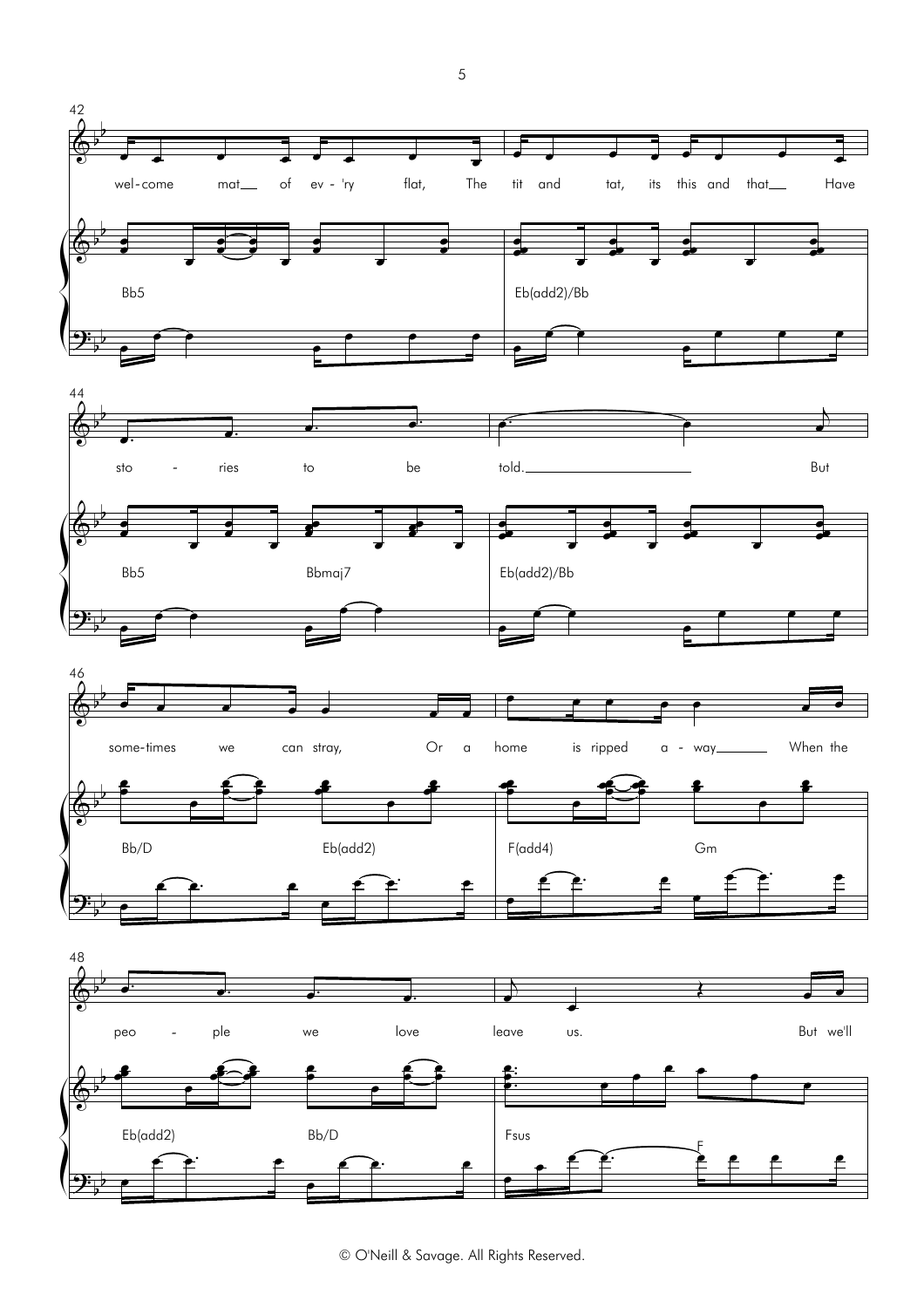42

wel-come mat__ of ev - 'ry flat, The tit and tat, its this and that__ Have

Bb5 | Eb(add2)/Bb

44

sto - ries to be told.________ But

Bb5 | Bbmaj7 | Eb(add2)/Bb

46

some-times we can stray, Or a home is ripped a - way_______ When the

Bb/D | Eb(add2) | F(add4) | Gm

48

peo - ple we love leave us. But we'll

Eb(add2) | Bb/D | Fsus | F

© O'Neill & Savage. All Rights Reserved.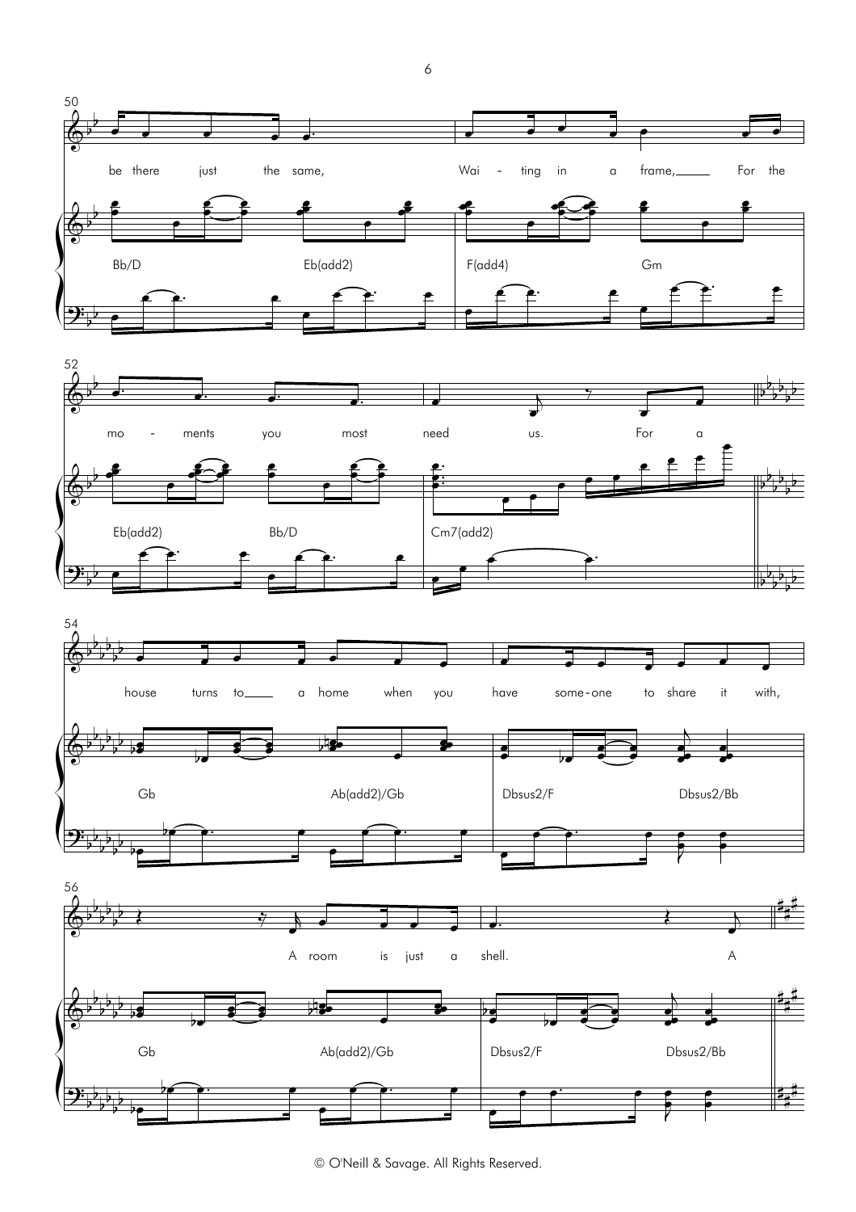50

be there just the same, Wai - ting in a frame, For the

Bb/D Eb(add2) F(add4) Gm

52

mo - ments you most need us. For a

Eb(add2) Bb/D Cm7(add2)

54

house turns to a home when you have some-one to share it with,

Gb Ab(add2)/Gb Dbsus2/F Dbsus2/Bb

56

A room is just a shell. A

Gb Ab(add2)/Gb Dbsus2/F Dbsus2/Bb

© O'Neill & Savage. All Rights Reserved.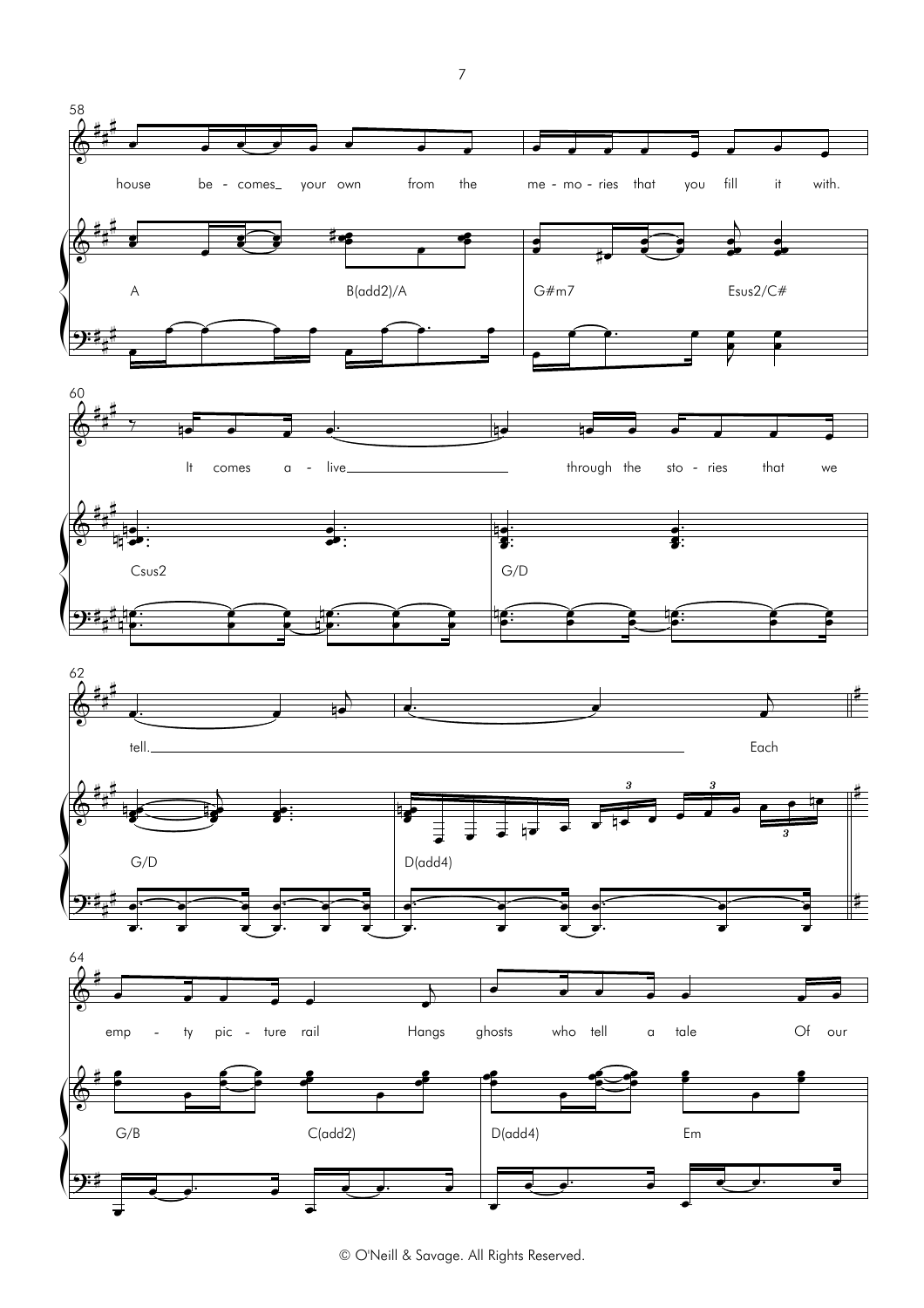58

house be - comes_ your own from the me - mo - ries that you fill it with.

A B(add2)/A G#m7 Esus2/C#

60

It comes a - live_ through the sto - ries that we

Csus2 G/D

62

tell._ Each

G/D D(add4)

64

emp - ty pic - ture rail Hangs ghosts who tell a tale Of our

G/B C(add2) D(add4) Em

© O'Neill & Savage. All Rights Reserved.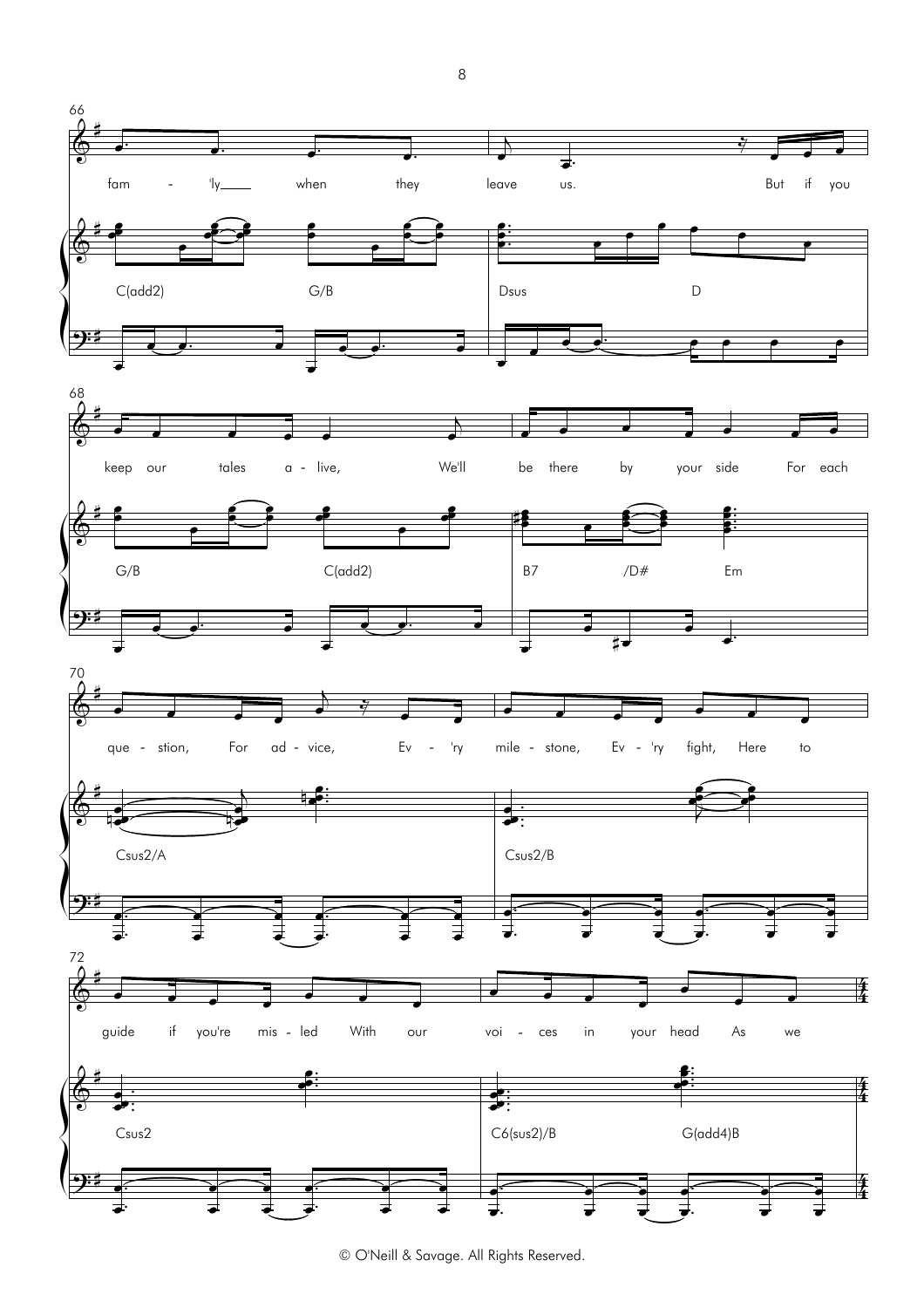66

fam - 'ly when they leave us. But if you

C(add2) G/B Dsus D

68

keep our tales a - live, We'll be there by your side For each

G/B C(add2) B7 /D# Em

70

que - stion, For ad - vice, Ev - 'ry mile - stone, Ev - 'ry fight, Here to

Csus2/A Csus2/B

72

guide if you're mis - led With our voi - ces in your head As we

Csus2 C6(sus2)/B G(add4)B

© O'Neill & Savage. All Rights Reserved.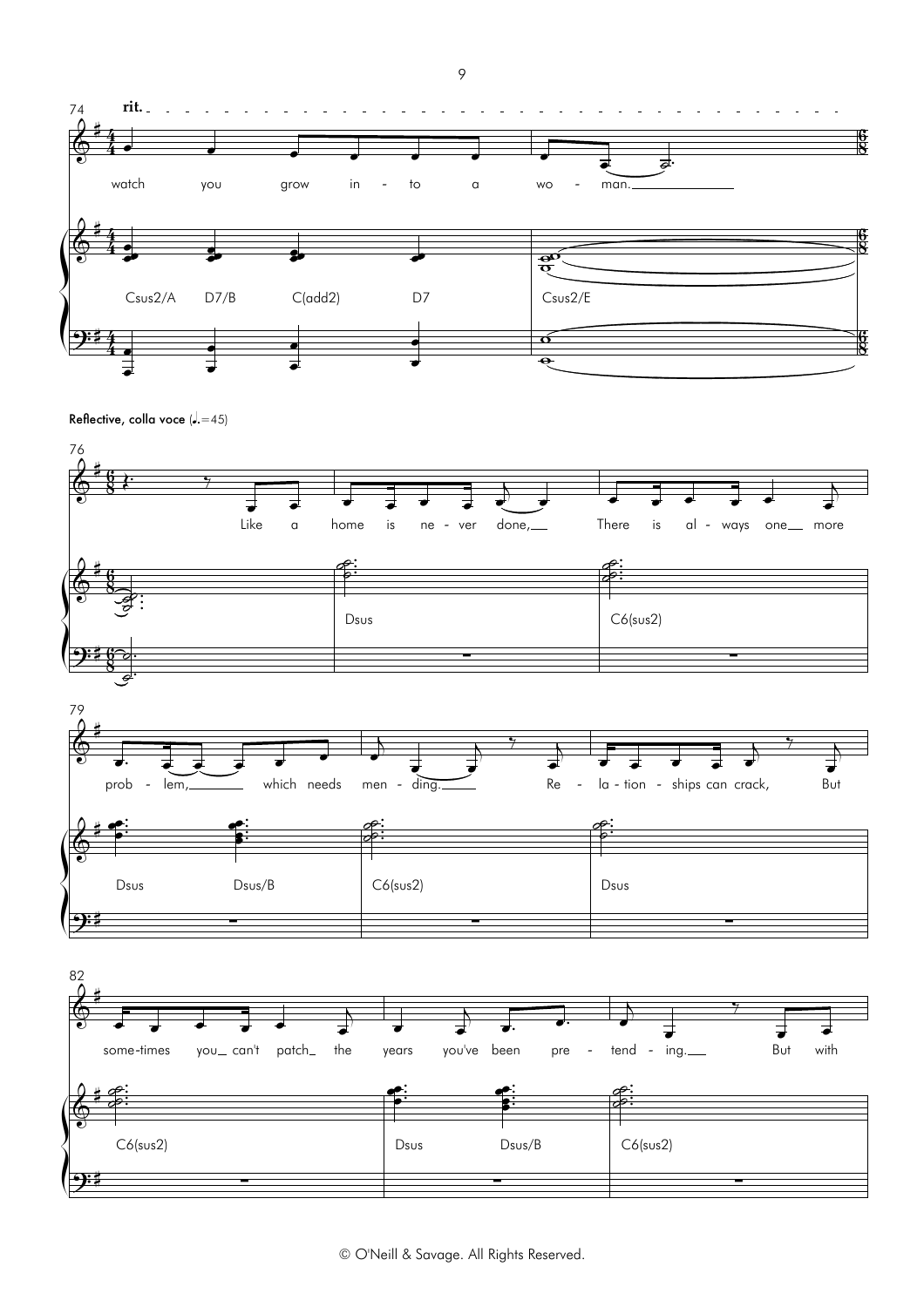74 **rit.**

watch you grow in - to a wo - man.

Csus2/A D7/B C(add2) D7 Csus2/E

**Reflective, colla voce** (♩.=45)

76

Like a home is ne - ver done, There is al - ways one more

Dsus C6(sus2)

79

prob - lem, which needs men - ding. Re - la - tion - ships can crack, But

Dsus Dsus/B C6(sus2) Dsus

82

some-times you can't patch the years you've been pre - tend - ing. But with

C6(sus2) Dsus Dsus/B C6(sus2)

© O'Neill & Savage. All Rights Reserved.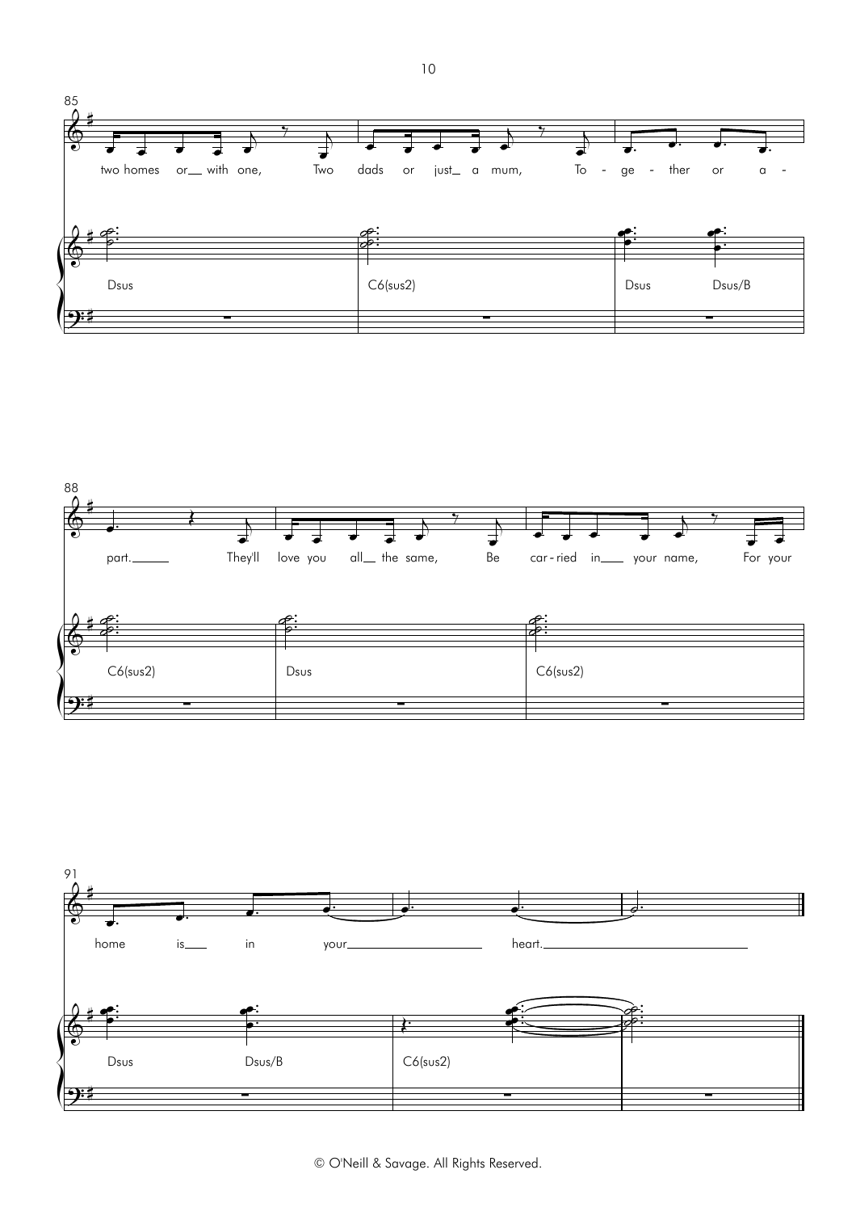85

two homes or with one, Two dads or just a mum, To - ge - ther or a -

Dsus C6(sus2) Dsus Dsus/B

88

part. They'll love you all the same, Be car - ried in your name, For your

C6(sus2) Dsus C6(sus2)

91

home is in your heart.

Dsus Dsus/B C6(sus2)

© O'Neill & Savage. All Rights Reserved.